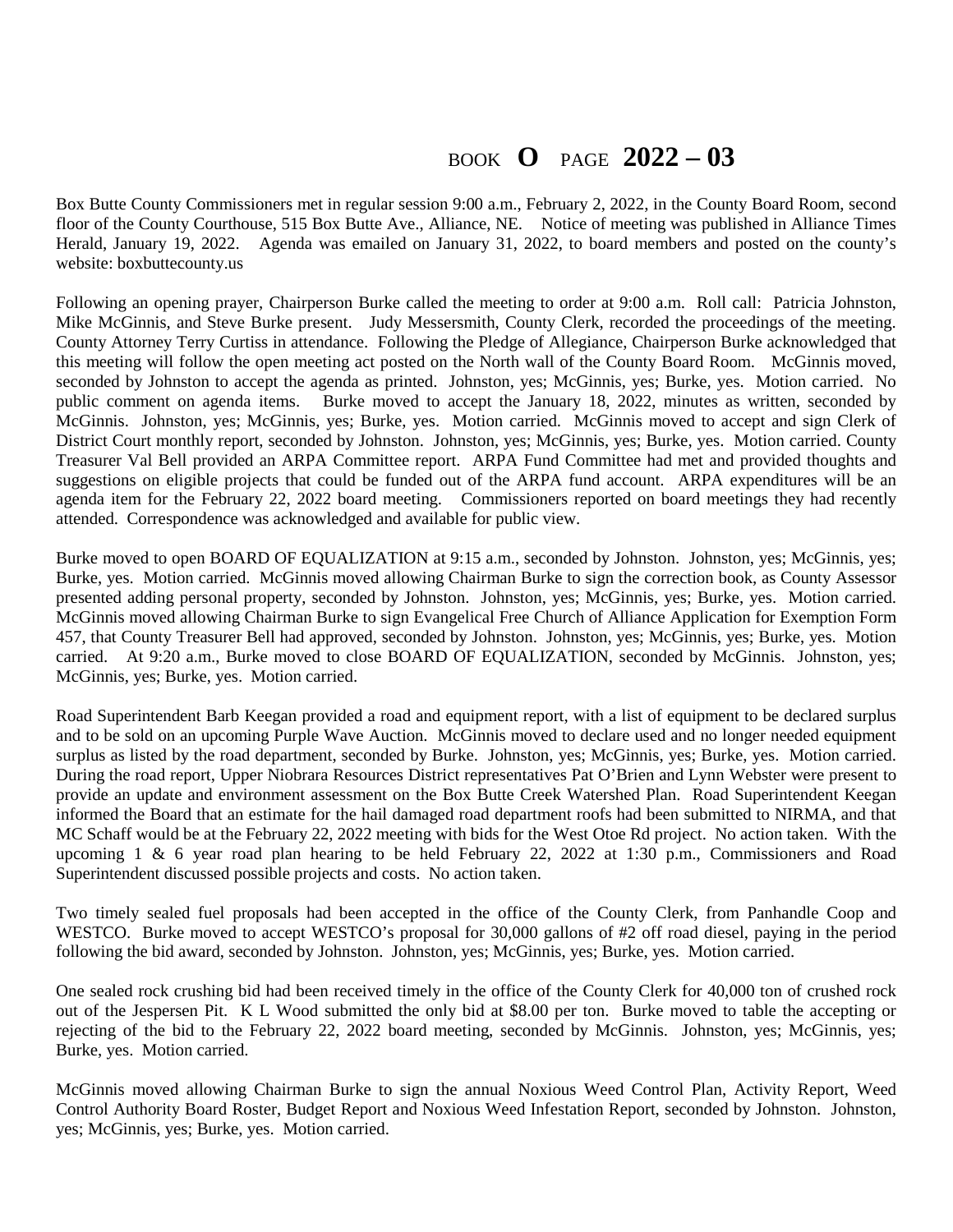BOOK **O** PAGE **2022 – 03**

Box Butte County Commissioners met in regular session 9:00 a.m., February 2, 2022, in the County Board Room, second floor of the County Courthouse, 515 Box Butte Ave., Alliance, NE. Notice of meeting was published in Alliance Times Herald, January 19, 2022. Agenda was emailed on January 31, 2022, to board members and posted on the county's website: boxbuttecounty.us

Following an opening prayer, Chairperson Burke called the meeting to order at 9:00 a.m. Roll call: Patricia Johnston, Mike McGinnis, and Steve Burke present. Judy Messersmith, County Clerk, recorded the proceedings of the meeting. County Attorney Terry Curtiss in attendance. Following the Pledge of Allegiance, Chairperson Burke acknowledged that this meeting will follow the open meeting act posted on the North wall of the County Board Room. McGinnis moved, seconded by Johnston to accept the agenda as printed. Johnston, yes; McGinnis, yes; Burke, yes. Motion carried. No public comment on agenda items. Burke moved to accept the January 18, 2022, minutes as written, seconded by McGinnis. Johnston, yes; McGinnis, yes; Burke, yes. Motion carried. McGinnis moved to accept and sign Clerk of District Court monthly report, seconded by Johnston. Johnston, yes; McGinnis, yes; Burke, yes. Motion carried. County Treasurer Val Bell provided an ARPA Committee report. ARPA Fund Committee had met and provided thoughts and suggestions on eligible projects that could be funded out of the ARPA fund account. ARPA expenditures will be an agenda item for the February 22, 2022 board meeting. Commissioners reported on board meetings they had recently attended. Correspondence was acknowledged and available for public view.

Burke moved to open BOARD OF EQUALIZATION at 9:15 a.m., seconded by Johnston. Johnston, yes; McGinnis, yes; Burke, yes. Motion carried. McGinnis moved allowing Chairman Burke to sign the correction book, as County Assessor presented adding personal property, seconded by Johnston. Johnston, yes; McGinnis, yes; Burke, yes. Motion carried. McGinnis moved allowing Chairman Burke to sign Evangelical Free Church of Alliance Application for Exemption Form 457, that County Treasurer Bell had approved, seconded by Johnston. Johnston, yes; McGinnis, yes; Burke, yes. Motion carried. At 9:20 a.m., Burke moved to close BOARD OF EQUALIZATION, seconded by McGinnis. Johnston, yes; McGinnis, yes; Burke, yes. Motion carried.

Road Superintendent Barb Keegan provided a road and equipment report, with a list of equipment to be declared surplus and to be sold on an upcoming Purple Wave Auction. McGinnis moved to declare used and no longer needed equipment surplus as listed by the road department, seconded by Burke. Johnston, yes; McGinnis, yes; Burke, yes. Motion carried. During the road report, Upper Niobrara Resources District representatives Pat O'Brien and Lynn Webster were present to provide an update and environment assessment on the Box Butte Creek Watershed Plan. Road Superintendent Keegan informed the Board that an estimate for the hail damaged road department roofs had been submitted to NIRMA, and that MC Schaff would be at the February 22, 2022 meeting with bids for the West Otoe Rd project. No action taken. With the upcoming 1 & 6 year road plan hearing to be held February 22, 2022 at 1:30 p.m., Commissioners and Road Superintendent discussed possible projects and costs. No action taken.

Two timely sealed fuel proposals had been accepted in the office of the County Clerk, from Panhandle Coop and WESTCO. Burke moved to accept WESTCO's proposal for 30,000 gallons of #2 off road diesel, paying in the period following the bid award, seconded by Johnston. Johnston, yes; McGinnis, yes; Burke, yes. Motion carried.

One sealed rock crushing bid had been received timely in the office of the County Clerk for 40,000 ton of crushed rock out of the Jespersen Pit. K L Wood submitted the only bid at $8.00 per ton. Burke moved to table the accepting or rejecting of the bid to the February 22, 2022 board meeting, seconded by McGinnis. Johnston, yes; McGinnis, yes; Burke, yes. Motion carried.

McGinnis moved allowing Chairman Burke to sign the annual Noxious Weed Control Plan, Activity Report, Weed Control Authority Board Roster, Budget Report and Noxious Weed Infestation Report, seconded by Johnston. Johnston, yes; McGinnis, yes; Burke, yes. Motion carried.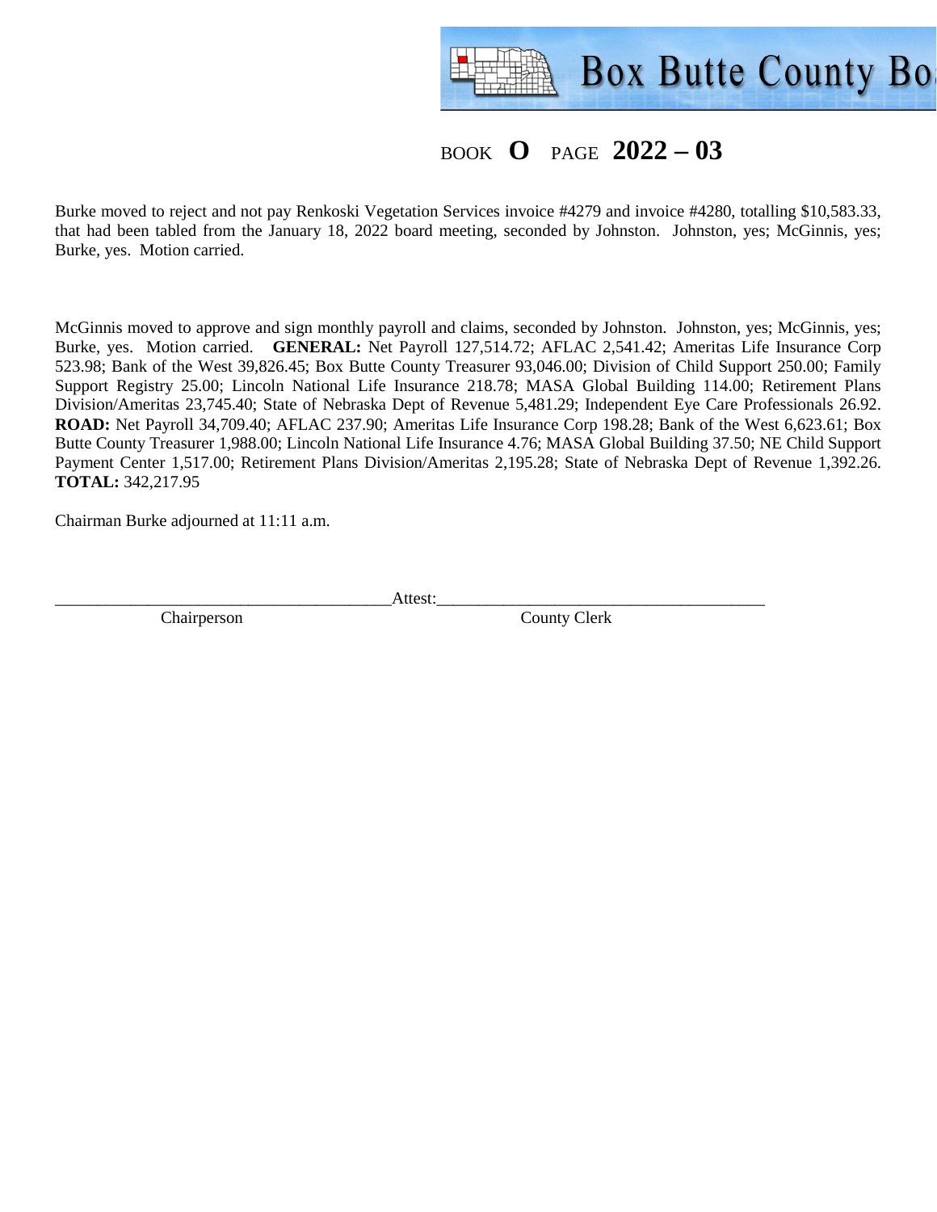BOOK **O** PAGE **2022 – 03**

Burke moved to reject and not pay Renkoski Vegetation Services invoice #4279 and invoice #4280, totalling $10,583.33, that had been tabled from the January 18, 2022 board meeting, seconded by Johnston. Johnston, yes; McGinnis, yes; Burke, yes. Motion carried.

McGinnis moved to approve and sign monthly payroll and claims, seconded by Johnston. Johnston, yes; McGinnis, yes; Burke, yes. Motion carried. **GENERAL:** Net Payroll 127,514.72; AFLAC 2,541.42; Ameritas Life Insurance Corp 523.98; Bank of the West 39,826.45; Box Butte County Treasurer 93,046.00; Division of Child Support 250.00; Family Support Registry 25.00; Lincoln National Life Insurance 218.78; MASA Global Building 114.00; Retirement Plans Division/Ameritas 23,745.40; State of Nebraska Dept of Revenue 5,481.29; Independent Eye Care Professionals 26.92. **ROAD:** Net Payroll 34,709.40; AFLAC 237.90; Ameritas Life Insurance Corp 198.28; Bank of the West 6,623.61; Box Butte County Treasurer 1,988.00; Lincoln National Life Insurance 4.76; MASA Global Building 37.50; NE Child Support Payment Center 1,517.00; Retirement Plans Division/Ameritas 2,195.28; State of Nebraska Dept of Revenue 1,392.26. **TOTAL:** 342,217.95

Chairman Burke adjourned at 11:11 a.m.

________________________________________ Attest: ________________________________________

Chairperson County Clerk